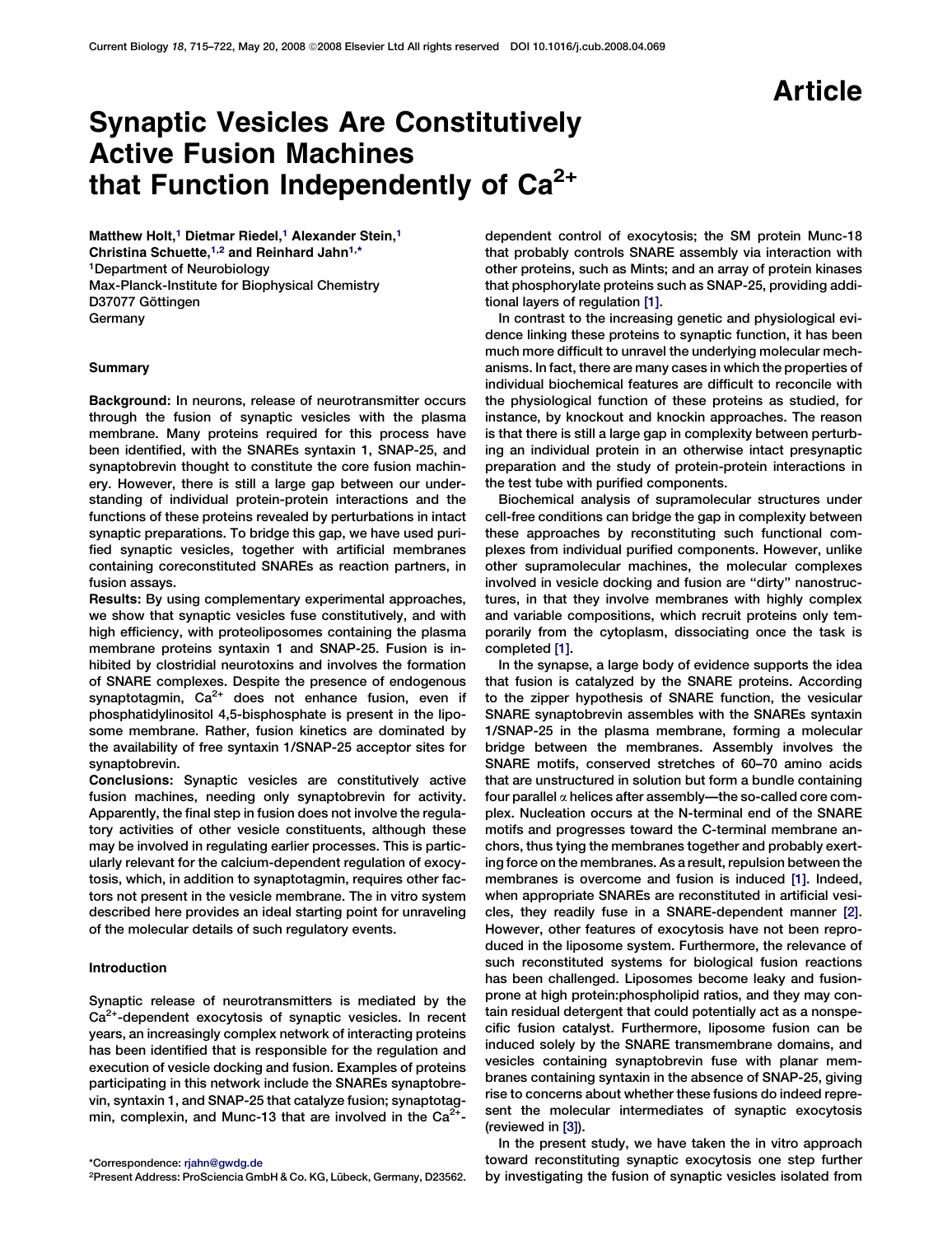Article

# Synaptic Vesicles Are Constitutively Active Fusion Machines that Function Independently of $Ca^{2+}$

Matthew Holt,[1] Dietmar Riedel,[1] Alexander Stein,[1] Christina Schuette,[1,2] and Reinhard Jahn[1,*]

[1]Department of Neurobiology
Max-Planck-Institute for Biophysical Chemistry
D37077 Göttingen
Germany

## Summary

**Background:** In neurons, release of neurotransmitter occurs through the fusion of synaptic vesicles with the plasma membrane. Many proteins required for this process have been identified, with the SNAREs syntaxin 1, SNAP-25, and synaptobrevin thought to constitute the core fusion machinery. However, there is still a large gap between our understanding of individual protein-protein interactions and the functions of these proteins revealed by perturbations in intact synaptic preparations. To bridge this gap, we have used purified synaptic vesicles, together with artificial membranes containing coreconstituted SNAREs as reaction partners, in fusion assays.

**Results:** By using complementary experimental approaches, we show that synaptic vesicles fuse constitutively, and with high efficiency, with proteoliposomes containing the plasma membrane proteins syntaxin 1 and SNAP-25. Fusion is inhibited by clostridial neurotoxins and involves the formation of SNARE complexes. Despite the presence of endogenous synaptotagmin, $Ca^{2+}$ does not enhance fusion, even if phosphatidylinositol 4,5-bisphosphate is present in the liposome membrane. Rather, fusion kinetics are dominated by the availability of free syntaxin 1/SNAP-25 acceptor sites for synaptobrevin.

**Conclusions:** Synaptic vesicles are constitutively active fusion machines, needing only synaptobrevin for activity. Apparently, the final step in fusion does not involve the regulatory activities of other vesicle constituents, although these may be involved in regulating earlier processes. This is particularly relevant for the calcium-dependent regulation of exocytosis, which, in addition to synaptotagmin, requires other factors not present in the vesicle membrane. The in vitro system described here provides an ideal starting point for unraveling of the molecular details of such regulatory events.

## Introduction

Synaptic release of neurotransmitters is mediated by the $Ca^{2+}$-dependent exocytosis of synaptic vesicles. In recent years, an increasingly complex network of interacting proteins has been identified that is responsible for the regulation and execution of vesicle docking and fusion. Examples of proteins participating in this network include the SNAREs synaptobrevin, syntaxin 1, and SNAP-25 that catalyze fusion; synaptotagmin, complexin, and Munc-13 that are involved in the $Ca^{2+}$-dependent control of exocytosis; the SM protein Munc-18 that probably controls SNARE assembly via interaction with other proteins, such as Mints; and an array of protein kinases that phosphorylate proteins such as SNAP-25, providing additional layers of regulation [1].

In contrast to the increasing genetic and physiological evidence linking these proteins to synaptic function, it has been much more difficult to unravel the underlying molecular mechanisms. In fact, there are many cases in which the properties of individual biochemical features are difficult to reconcile with the physiological function of these proteins as studied, for instance, by knockout and knockin approaches. The reason is that there is still a large gap in complexity between perturbing an individual protein in an otherwise intact presynaptic preparation and the study of protein-protein interactions in the test tube with purified components.

Biochemical analysis of supramolecular structures under cell-free conditions can bridge the gap in complexity between these approaches by reconstituting such functional complexes from individual purified components. However, unlike other supramolecular machines, the molecular complexes involved in vesicle docking and fusion are "dirty" nanostructures, in that they involve membranes with highly complex and variable compositions, which recruit proteins only temporarily from the cytoplasm, dissociating once the task is completed [1].

In the synapse, a large body of evidence supports the idea that fusion is catalyzed by the SNARE proteins. According to the zipper hypothesis of SNARE function, the vesicular SNARE synaptobrevin assembles with the SNAREs syntaxin 1/SNAP-25 in the plasma membrane, forming a molecular bridge between the membranes. Assembly involves the SNARE motifs, conserved stretches of 60–70 amino acids that are unstructured in solution but form a bundle containing four parallel $\alpha$ helices after assembly—the so-called core complex. Nucleation occurs at the N-terminal end of the SNARE motifs and progresses toward the C-terminal membrane anchors, thus tying the membranes together and probably exerting force on the membranes. As a result, repulsion between the membranes is overcome and fusion is induced [1]. Indeed, when appropriate SNAREs are reconstituted in artificial vesicles, they readily fuse in a SNARE-dependent manner [2]. However, other features of exocytosis have not been reproduced in the liposome system. Furthermore, the relevance of such reconstituted systems for biological fusion reactions has been challenged. Liposomes become leaky and fusion-prone at high protein:phospholipid ratios, and they may contain residual detergent that could potentially act as a nonspecific fusion catalyst. Furthermore, liposome fusion can be induced solely by the SNARE transmembrane domains, and vesicles containing synaptobrevin fuse with planar membranes containing syntaxin in the absence of SNAP-25, giving rise to concerns about whether these fusions do indeed represent the molecular intermediates of synaptic exocytosis (reviewed in [3]).

In the present study, we have taken the in vitro approach toward reconstituting synaptic exocytosis one step further by investigating the fusion of synaptic vesicles isolated from

*Correspondence: rjahn@gwdg.de
[2]Present Address: ProSciencia GmbH & Co. KG, Lübeck, Germany, D23562.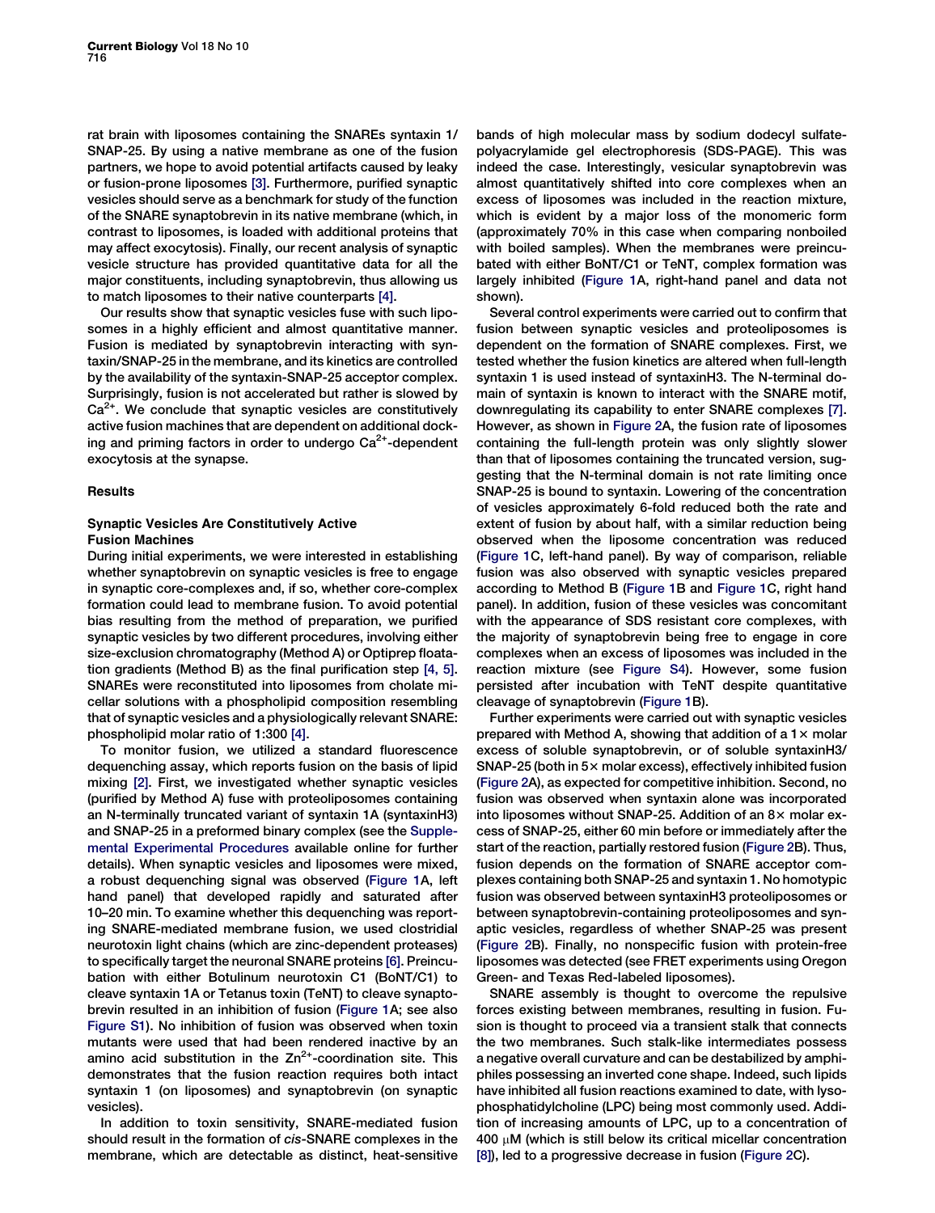rat brain with liposomes containing the SNAREs syntaxin 1/SNAP-25. By using a native membrane as one of the fusion partners, we hope to avoid potential artifacts caused by leaky or fusion-prone liposomes [3]. Furthermore, purified synaptic vesicles should serve as a benchmark for study of the function of the SNARE synaptobrevin in its native membrane (which, in contrast to liposomes, is loaded with additional proteins that may affect exocytosis). Finally, our recent analysis of synaptic vesicle structure has provided quantitative data for all the major constituents, including synaptobrevin, thus allowing us to match liposomes to their native counterparts [4].

Our results show that synaptic vesicles fuse with such liposomes in a highly efficient and almost quantitative manner. Fusion is mediated by synaptobrevin interacting with syntaxin/SNAP-25 in the membrane, and its kinetics are controlled by the availability of the syntaxin-SNAP-25 acceptor complex. Surprisingly, fusion is not accelerated but rather is slowed by $Ca^{2+}$. We conclude that synaptic vesicles are constitutively active fusion machines that are dependent on additional docking and priming factors in order to undergo $Ca^{2+}$-dependent exocytosis at the synapse.

## Results

### Synaptic Vesicles Are Constitutively Active Fusion Machines

During initial experiments, we were interested in establishing whether synaptobrevin on synaptic vesicles is free to engage in synaptic core-complexes and, if so, whether core-complex formation could lead to membrane fusion. To avoid potential bias resulting from the method of preparation, we purified synaptic vesicles by two different procedures, involving either size-exclusion chromatography (Method A) or Optiprep floatation gradients (Method B) as the final purification step [4, 5]. SNAREs were reconstituted into liposomes from cholate micellar solutions with a phospholipid composition resembling that of synaptic vesicles and a physiologically relevant SNARE: phospholipid molar ratio of 1:300 [4].

To monitor fusion, we utilized a standard fluorescence dequenching assay, which reports fusion on the basis of lipid mixing [2]. First, we investigated whether synaptic vesicles (purified by Method A) fuse with proteoliposomes containing an N-terminally truncated variant of syntaxin 1A (syntaxinH3) and SNAP-25 in a preformed binary complex (see the Supplemental Experimental Procedures available online for further details). When synaptic vesicles and liposomes were mixed, a robust dequenching signal was observed (Figure 1A, left hand panel) that developed rapidly and saturated after 10–20 min. To examine whether this dequenching was reporting SNARE-mediated membrane fusion, we used clostridial neurotoxin light chains (which are zinc-dependent proteases) to specifically target the neuronal SNARE proteins [6]. Preincubation with either Botulinum neurotoxin C1 (BoNT/C1) to cleave syntaxin 1A or Tetanus toxin (TeNT) to cleave synaptobrevin resulted in an inhibition of fusion (Figure 1A; see also Figure S1). No inhibition of fusion was observed when toxin mutants were used that had been rendered inactive by an amino acid substitution in the $Zn^{2+}$-coordination site. This demonstrates that the fusion reaction requires both intact syntaxin 1 (on liposomes) and synaptobrevin (on synaptic vesicles).

In addition to toxin sensitivity, SNARE-mediated fusion should result in the formation of *cis*-SNARE complexes in the membrane, which are detectable as distinct, heat-sensitive bands of high molecular mass by sodium dodecyl sulfate-polyacrylamide gel electrophoresis (SDS-PAGE). This was indeed the case. Interestingly, vesicular synaptobrevin was almost quantitatively shifted into core complexes when an excess of liposomes was included in the reaction mixture, which is evident by a major loss of the monomeric form (approximately 70% in this case when comparing nonboiled with boiled samples). When the membranes were preincubated with either BoNT/C1 or TeNT, complex formation was largely inhibited (Figure 1A, right-hand panel and data not shown).

Several control experiments were carried out to confirm that fusion between synaptic vesicles and proteoliposomes is dependent on the formation of SNARE complexes. First, we tested whether the fusion kinetics are altered when full-length syntaxin 1 is used instead of syntaxinH3. The N-terminal domain of syntaxin is known to interact with the SNARE motif, downregulating its capability to enter SNARE complexes [7]. However, as shown in Figure 2A, the fusion rate of liposomes containing the full-length protein was only slightly slower than that of liposomes containing the truncated version, suggesting that the N-terminal domain is not rate limiting once SNAP-25 is bound to syntaxin. Lowering of the concentration of vesicles approximately 6-fold reduced both the rate and extent of fusion by about half, with a similar reduction being observed when the liposome concentration was reduced (Figure 1C, left-hand panel). By way of comparison, reliable fusion was also observed with synaptic vesicles prepared according to Method B (Figure 1B and Figure 1C, right hand panel). In addition, fusion of these vesicles was concomitant with the appearance of SDS resistant core complexes, with the majority of synaptobrevin being free to engage in core complexes when an excess of liposomes was included in the reaction mixture (see Figure S4). However, some fusion persisted after incubation with TeNT despite quantitative cleavage of synaptobrevin (Figure 1B).

Further experiments were carried out with synaptic vesicles prepared with Method A, showing that addition of a 1× molar excess of soluble synaptobrevin, or of soluble syntaxinH3/SNAP-25 (both in 5× molar excess), effectively inhibited fusion (Figure 2A), as expected for competitive inhibition. Second, no fusion was observed when syntaxin alone was incorporated into liposomes without SNAP-25. Addition of an 8× molar excess of SNAP-25, either 60 min before or immediately after the start of the reaction, partially restored fusion (Figure 2B). Thus, fusion depends on the formation of SNARE acceptor complexes containing both SNAP-25 and syntaxin 1. No homotypic fusion was observed between syntaxinH3 proteoliposomes or between synaptobrevin-containing proteoliposomes and synaptic vesicles, regardless of whether SNAP-25 was present (Figure 2B). Finally, no nonspecific fusion with protein-free liposomes was detected (see FRET experiments using Oregon Green- and Texas Red-labeled liposomes).

SNARE assembly is thought to overcome the repulsive forces existing between membranes, resulting in fusion. Fusion is thought to proceed via a transient stalk that connects the two membranes. Such stalk-like intermediates possess a negative overall curvature and can be destabilized by amphiphiles possessing an inverted cone shape. Indeed, such lipids have inhibited all fusion reactions examined to date, with lysophosphatidylcholine (LPC) being most commonly used. Addition of increasing amounts of LPC, up to a concentration of 400 μM (which is still below its critical micellar concentration [8]), led to a progressive decrease in fusion (Figure 2C).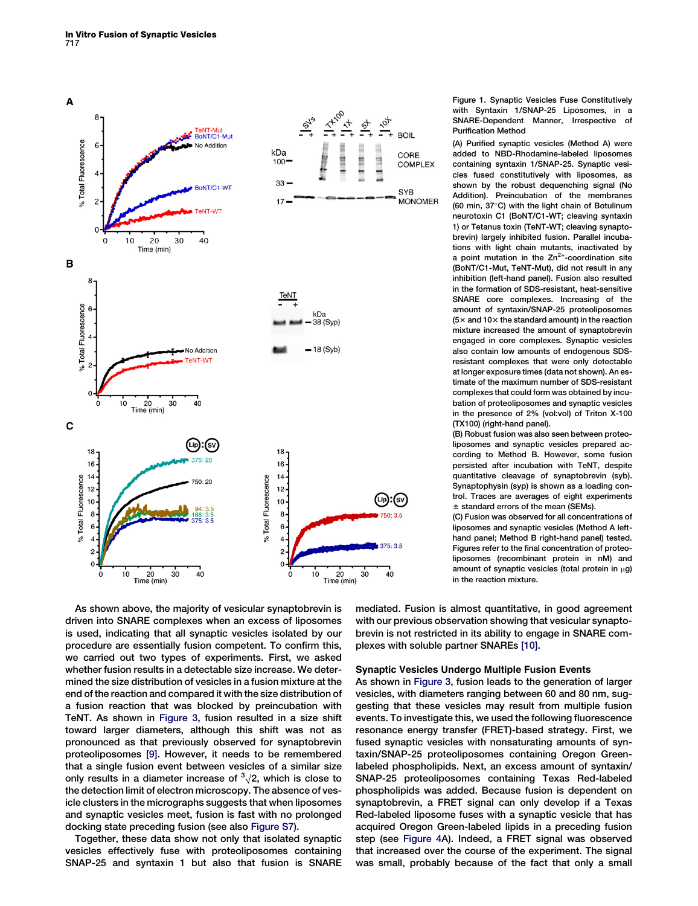Figure 1. Synaptic Vesicles Fuse Constitutively with Syntaxin 1/SNAP-25 Liposomes, in a SNARE-Dependent Manner, Irrespective of Purification Method

(A) Purified synaptic vesicles (Method A) were added to NBD-Rhodamine-labeled liposomes containing syntaxin 1/SNAP-25. Synaptic vesicles fused constitutively with liposomes, as shown by the robust dequenching signal (No Addition). Preincubation of the membranes (60 min, 37°C) with the light chain of Botulinum neurotoxin C1 (BoNT/C1-WT; cleaving syntaxin 1) or Tetanus toxin (TeNT-WT; cleaving synaptobrevin) largely inhibited fusion. Parallel incubations with light chain mutants, inactivated by a point mutation in the $Zn^{2+}$-coordination site (BoNT/C1-Mut, TeNT-Mut), did not result in any inhibition (left-hand panel). Fusion also resulted in the formation of SDS-resistant, heat-sensitive SNARE core complexes. Increasing of the amount of syntaxin/SNAP-25 proteoliposomes (5× and 10× the standard amount) in the reaction mixture increased the amount of synaptobrevin engaged in core complexes. Synaptic vesicles also contain low amounts of endogenous SDS-resistant complexes that were only detectable at longer exposure times (data not shown). An estimate of the maximum number of SDS-resistant complexes that could form was obtained by incubation of proteoliposomes and synaptic vesicles in the presence of 2% (vol:vol) of Triton X-100 (TX100) (right-hand panel).

(B) Robust fusion was also seen between proteoliposomes and synaptic vesicles prepared according to Method B. However, some fusion persisted after incubation with TeNT, despite quantitative cleavage of synaptobrevin (syb). Synaptophysin (syp) is shown as a loading control. Traces are averages of eight experiments ± standard errors of the mean (SEMs).

(C) Fusion was observed for all concentrations of liposomes and synaptic vesicles (Method A left-hand panel; Method B right-hand panel) tested. Figures refer to the final concentration of proteoliposomes (recombinant protein in nM) and amount of synaptic vesicles (total protein in μg) in the reaction mixture.

As shown above, the majority of vesicular synaptobrevin is driven into SNARE complexes when an excess of liposomes is used, indicating that all synaptic vesicles isolated by our procedure are essentially fusion competent. To confirm this, we carried out two types of experiments. First, we asked whether fusion results in a detectable size increase. We determined the size distribution of vesicles in a fusion mixture at the end of the reaction and compared it with the size distribution of a fusion reaction that was blocked by preincubation with TeNT. As shown in Figure 3, fusion resulted in a size shift toward larger diameters, although this shift was not as pronounced as that previously observed for synaptobrevin proteoliposomes [9]. However, it needs to be remembered that a single fusion event between vesicles of a similar size only results in a diameter increase of $\sqrt[3]{2}$, which is close to the detection limit of electron microscopy. The absence of vesicle clusters in the micrographs suggests that when liposomes and synaptic vesicles meet, fusion is fast with no prolonged docking state preceding fusion (see also Figure S7).

Together, these data show not only that isolated synaptic vesicles effectively fuse with proteoliposomes containing SNAP-25 and syntaxin 1 but also that fusion is SNARE mediated. Fusion is almost quantitative, in good agreement with our previous observation showing that vesicular synaptobrevin is not restricted in its ability to engage in SNARE complexes with soluble partner SNAREs [10].

### Synaptic Vesicles Undergo Multiple Fusion Events

As shown in Figure 3, fusion leads to the generation of larger vesicles, with diameters ranging between 60 and 80 nm, suggesting that these vesicles may result from multiple fusion events. To investigate this, we used the following fluorescence resonance energy transfer (FRET)-based strategy. First, we fused synaptic vesicles with nonsaturating amounts of syntaxin/SNAP-25 proteoliposomes containing Oregon Green-labeled phospholipids. Next, an excess amount of syntaxin/SNAP-25 proteoliposomes containing Texas Red-labeled phospholipids was added. Because fusion is dependent on synaptobrevin, a FRET signal can only develop if a Texas Red-labeled liposome fuses with a synaptic vesicle that has acquired Oregon Green-labeled lipids in a preceding fusion step (see Figure 4A). Indeed, a FRET signal was observed that increased over the course of the experiment. The signal was small, probably because of the fact that only a small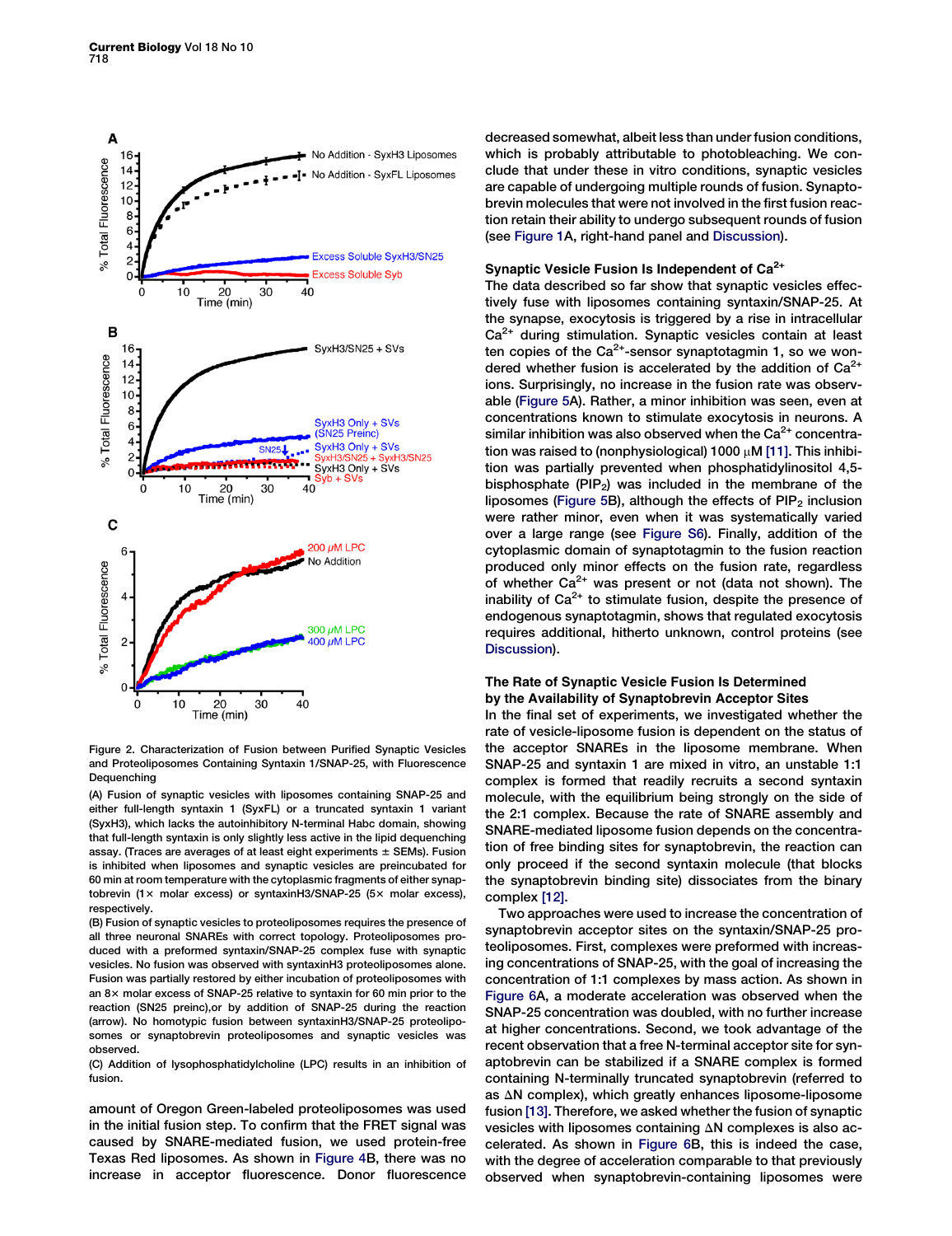Figure 2. Characterization of Fusion between Purified Synaptic Vesicles and Proteoliposomes Containing Syntaxin 1/SNAP-25, with Fluorescence Dequenching

(A) Fusion of synaptic vesicles with liposomes containing SNAP-25 and either full-length syntaxin 1 (SyxFL) or a truncated syntaxin 1 variant (SyxH3), which lacks the autoinhibitory N-terminal Habc domain, showing that full-length syntaxin is only slightly less active in the lipid dequenching assay. (Traces are averages of at least eight experiments ± SEMs). Fusion is inhibited when liposomes and synaptic vesicles are preincubated for 60 min at room temperature with the cytoplasmic fragments of either synaptobrevin (1× molar excess) or syntaxinH3/SNAP-25 (5× molar excess), respectively.

(B) Fusion of synaptic vesicles to proteoliposomes requires the presence of all three neuronal SNAREs with correct topology. Proteoliposomes produced with a preformed syntaxin/SNAP-25 complex fuse with synaptic vesicles. No fusion was observed with syntaxinH3 proteoliposomes alone. Fusion was partially restored by either incubation of proteoliposomes with an 8× molar excess of SNAP-25 relative to syntaxin for 60 min prior to the reaction (SN25 preinc),or by addition of SNAP-25 during the reaction (arrow). No homotypic fusion between syntaxinH3/SNAP-25 proteoliposomes or synaptobrevin proteoliposomes and synaptic vesicles was observed.

(C) Addition of lysophosphatidylcholine (LPC) results in an inhibition of fusion.

amount of Oregon Green-labeled proteoliposomes was used in the initial fusion step. To confirm that the FRET signal was caused by SNARE-mediated fusion, we used protein-free Texas Red liposomes. As shown in Figure 4B, there was no increase in acceptor fluorescence. Donor fluorescence decreased somewhat, albeit less than under fusion conditions, which is probably attributable to photobleaching. We conclude that under these in vitro conditions, synaptic vesicles are capable of undergoing multiple rounds of fusion. Synaptobrevin molecules that were not involved in the first fusion reaction retain their ability to undergo subsequent rounds of fusion (see Figure 1A, right-hand panel and Discussion).

### Synaptic Vesicle Fusion Is Independent of $Ca^{2+}$

The data described so far show that synaptic vesicles effectively fuse with liposomes containing syntaxin/SNAP-25. At the synapse, exocytosis is triggered by a rise in intracellular $Ca^{2+}$ during stimulation. Synaptic vesicles contain at least ten copies of the $Ca^{2+}$-sensor synaptotagmin 1, so we wondered whether fusion is accelerated by the addition of $Ca^{2+}$ ions. Surprisingly, no increase in the fusion rate was observable (Figure 5A). Rather, a minor inhibition was seen, even at concentrations known to stimulate exocytosis in neurons. A similar inhibition was also observed when the $Ca^{2+}$ concentration was raised to (nonphysiological) 1000 μM [11]. This inhibition was partially prevented when phosphatidylinositol 4,5-bisphosphate ($PIP_2$) was included in the membrane of the liposomes (Figure 5B), although the effects of $PIP_2$ inclusion were rather minor, even when it was systematically varied over a large range (see Figure S6). Finally, addition of the cytoplasmic domain of synaptotagmin to the fusion reaction produced only minor effects on the fusion rate, regardless of whether $Ca^{2+}$ was present or not (data not shown). The inability of $Ca^{2+}$ to stimulate fusion, despite the presence of endogenous synaptotagmin, shows that regulated exocytosis requires additional, hitherto unknown, control proteins (see Discussion).

### The Rate of Synaptic Vesicle Fusion Is Determined by the Availability of Synaptobrevin Acceptor Sites

In the final set of experiments, we investigated whether the rate of vesicle-liposome fusion is dependent on the status of the acceptor SNAREs in the liposome membrane. When SNAP-25 and syntaxin 1 are mixed in vitro, an unstable 1:1 complex is formed that readily recruits a second syntaxin molecule, with the equilibrium being strongly on the side of the 2:1 complex. Because the rate of SNARE assembly and SNARE-mediated liposome fusion depends on the concentration of free binding sites for synaptobrevin, the reaction can only proceed if the second syntaxin molecule (that blocks the synaptobrevin binding site) dissociates from the binary complex [12].

Two approaches were used to increase the concentration of synaptobrevin acceptor sites on the syntaxin/SNAP-25 proteoliposomes. First, complexes were preformed with increasing concentrations of SNAP-25, with the goal of increasing the concentration of 1:1 complexes by mass action. As shown in Figure 6A, a moderate acceleration was observed when the SNAP-25 concentration was doubled, with no further increase at higher concentrations. Second, we took advantage of the recent observation that a free N-terminal acceptor site for synaptobrevin can be stabilized if a SNARE complex is formed containing N-terminally truncated synaptobrevin (referred to as ΔN complex), which greatly enhances liposome-liposome fusion [13]. Therefore, we asked whether the fusion of synaptic vesicles with liposomes containing ΔN complexes is also accelerated. As shown in Figure 6B, this is indeed the case, with the degree of acceleration comparable to that previously observed when synaptobrevin-containing liposomes were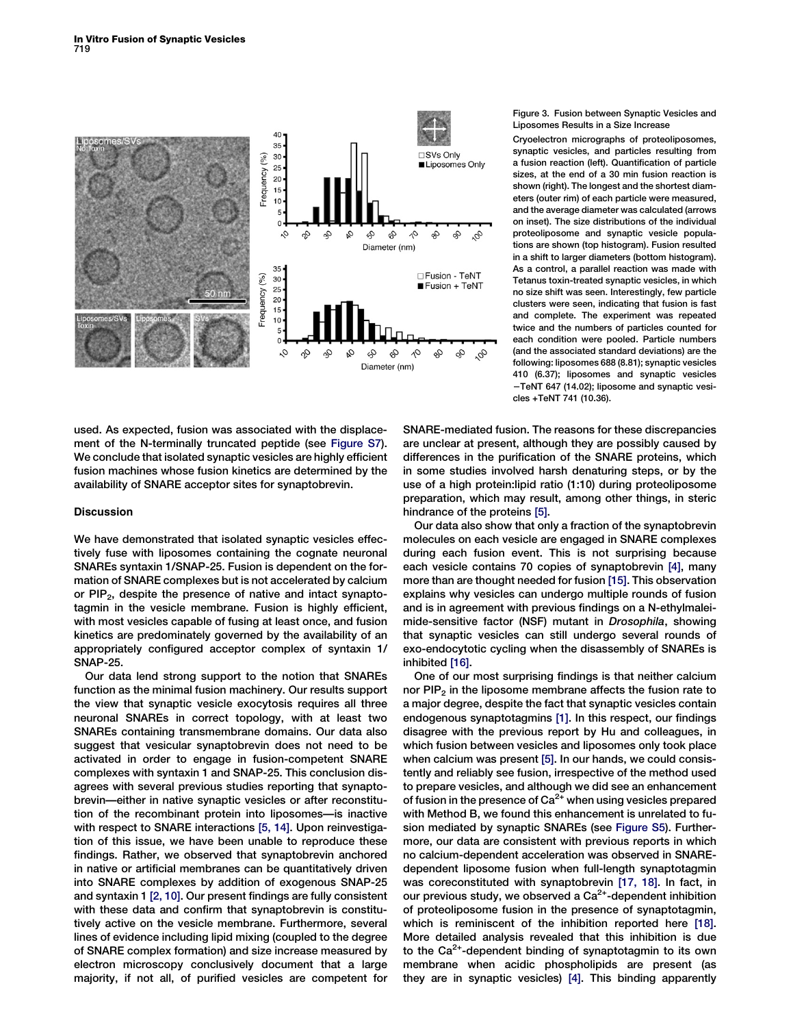Figure 3. Fusion between Synaptic Vesicles and Liposomes Results in a Size Increase

Cryoelectron micrographs of proteoliposomes, synaptic vesicles, and particles resulting from a fusion reaction (left). Quantification of particle sizes, at the end of a 30 min fusion reaction is shown (right). The longest and the shortest diameters (outer rim) of each particle were measured, and the average diameter was calculated (arrows on inset). The size distributions of the individual proteoliposome and synaptic vesicle populations are shown (top histogram). Fusion resulted in a shift to larger diameters (bottom histogram). As a control, a parallel reaction was made with Tetanus toxin-treated synaptic vesicles, in which no size shift was seen. Interestingly, few particle clusters were seen, indicating that fusion is fast and complete. The experiment was repeated twice and the numbers of particles counted for each condition were pooled. Particle numbers (and the associated standard deviations) are the following: liposomes 688 (8.81); synaptic vesicles 410 (6.37); liposomes and synaptic vesicles −TeNT 647 (14.02); liposome and synaptic vesicles +TeNT 741 (10.36).

used. As expected, fusion was associated with the displacement of the N-terminally truncated peptide (see Figure S7). We conclude that isolated synaptic vesicles are highly efficient fusion machines whose fusion kinetics are determined by the availability of SNARE acceptor sites for synaptobrevin.

## Discussion

We have demonstrated that isolated synaptic vesicles effectively fuse with liposomes containing the cognate neuronal SNAREs syntaxin 1/SNAP-25. Fusion is dependent on the formation of SNARE complexes but is not accelerated by calcium or $PIP_2$, despite the presence of native and intact synaptotagmin in the vesicle membrane. Fusion is highly efficient, with most vesicles capable of fusing at least once, and fusion kinetics are predominately governed by the availability of an appropriately configured acceptor complex of syntaxin 1/SNAP-25.

Our data lend strong support to the notion that SNAREs function as the minimal fusion machinery. Our results support the view that synaptic vesicle exocytosis requires all three neuronal SNAREs in correct topology, with at least two SNAREs containing transmembrane domains. Our data also suggest that vesicular synaptobrevin does not need to be activated in order to engage in fusion-competent SNARE complexes with syntaxin 1 and SNAP-25. This conclusion disagrees with several previous studies reporting that synaptobrevin—either in native synaptic vesicles or after reconstitution of the recombinant protein into liposomes—is inactive with respect to SNARE interactions [5, 14]. Upon reinvestigation of this issue, we have been unable to reproduce these findings. Rather, we observed that synaptobrevin anchored in native or artificial membranes can be quantitatively driven into SNARE complexes by addition of exogenous SNAP-25 and syntaxin 1 [2, 10]. Our present findings are fully consistent with these data and confirm that synaptobrevin is constitutively active on the vesicle membrane. Furthermore, several lines of evidence including lipid mixing (coupled to the degree of SNARE complex formation) and size increase measured by electron microscopy conclusively document that a large majority, if not all, of purified vesicles are competent for SNARE-mediated fusion. The reasons for these discrepancies are unclear at present, although they are possibly caused by differences in the purification of the SNARE proteins, which in some studies involved harsh denaturing steps, or by the use of a high protein:lipid ratio (1:10) during proteoliposome preparation, which may result, among other things, in steric hindrance of the proteins [5].

Our data also show that only a fraction of the synaptobrevin molecules on each vesicle are engaged in SNARE complexes during each fusion event. This is not surprising because each vesicle contains 70 copies of synaptobrevin [4], many more than are thought needed for fusion [15]. This observation explains why vesicles can undergo multiple rounds of fusion and is in agreement with previous findings on a N-ethylmaleimide-sensitive factor (NSF) mutant in *Drosophila*, showing that synaptic vesicles can still undergo several rounds of exo-endocytotic cycling when the disassembly of SNAREs is inhibited [16].

One of our most surprising findings is that neither calcium nor $PIP_2$ in the liposome membrane affects the fusion rate to a major degree, despite the fact that synaptic vesicles contain endogenous synaptotagmins [1]. In this respect, our findings disagree with the previous report by Hu and colleagues, in which fusion between vesicles and liposomes only took place when calcium was present [5]. In our hands, we could consistently and reliably see fusion, irrespective of the method used to prepare vesicles, and although we did see an enhancement of fusion in the presence of $Ca^{2+}$ when using vesicles prepared with Method B, we found this enhancement is unrelated to fusion mediated by synaptic SNAREs (see Figure S5). Furthermore, our data are consistent with previous reports in which no calcium-dependent acceleration was observed in SNARE-dependent liposome fusion when full-length synaptotagmin was coreconstituted with synaptobrevin [17, 18]. In fact, in our previous study, we observed a $Ca^{2+}$-dependent inhibition of proteoliposome fusion in the presence of synaptotagmin, which is reminiscent of the inhibition reported here [18]. More detailed analysis revealed that this inhibition is due to the $Ca^{2+}$-dependent binding of synaptotagmin to its own membrane when acidic phospholipids are present (as they are in synaptic vesicles) [4]. This binding apparently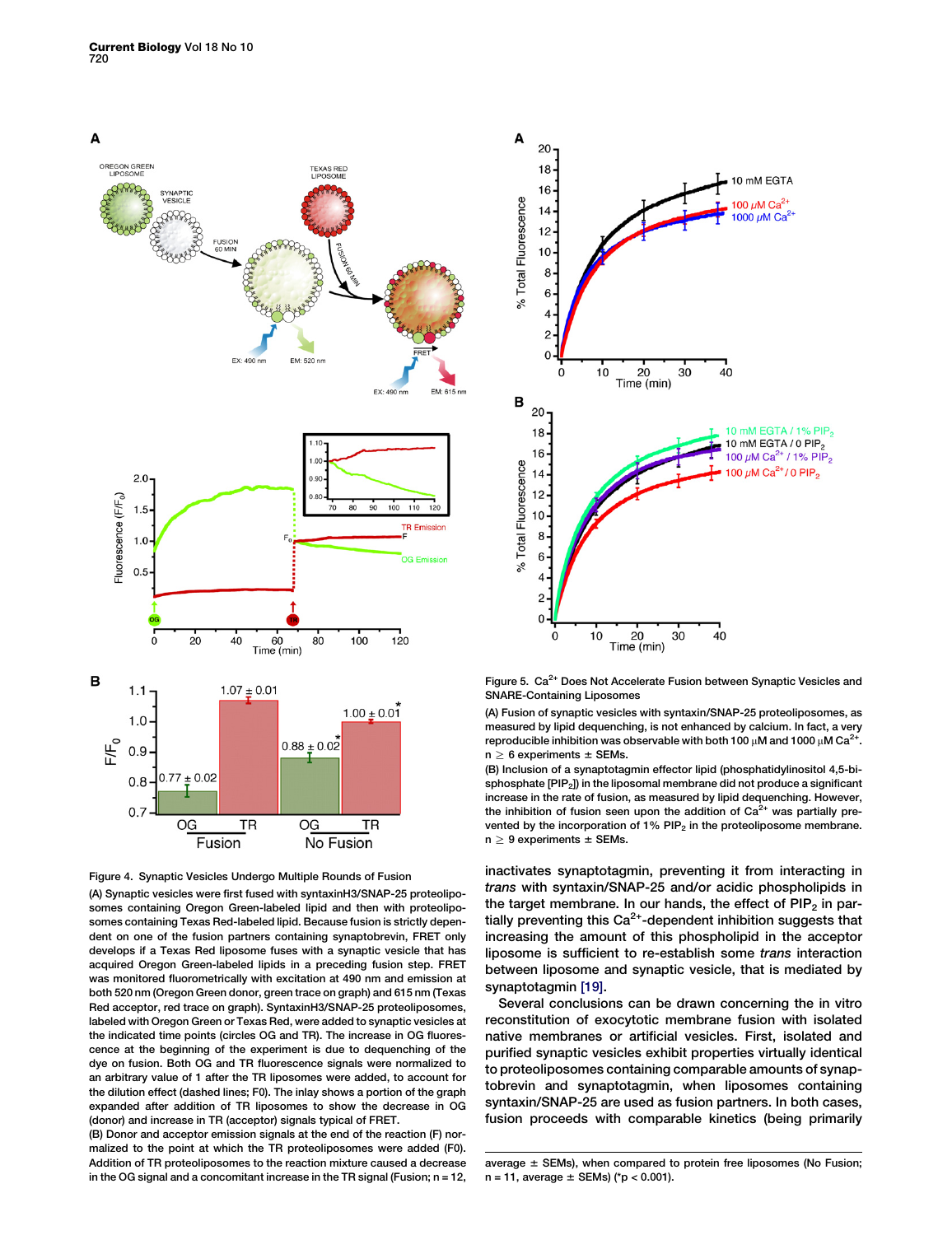Figure 4. Synaptic Vesicles Undergo Multiple Rounds of Fusion

(A) Synaptic vesicles were first fused with syntaxinH3/SNAP-25 proteoliposomes containing Oregon Green-labeled lipid and then with proteoliposomes containing Texas Red-labeled lipid. Because fusion is strictly dependent on one of the fusion partners containing synaptobrevin, FRET only develops if a Texas Red liposome fuses with a synaptic vesicle that has acquired Oregon Green-labeled lipids in a preceding fusion step. FRET was monitored fluorometrically with excitation at 490 nm and emission at both 520 nm (Oregon Green donor, green trace on graph) and 615 nm (Texas Red acceptor, red trace on graph). SyntaxinH3/SNAP-25 proteoliposomes, labeled with Oregon Green or Texas Red, were added to synaptic vesicles at the indicated time points (circles OG and TR). The increase in OG fluorescence at the beginning of the experiment is due to dequenching of the dye on fusion. Both OG and TR fluorescence signals were normalized to an arbitrary value of 1 after the TR liposomes were added, to account for the dilution effect (dashed lines; F0). The inlay shows a portion of the graph expanded after addition of TR liposomes to show the decrease in OG (donor) and increase in TR (acceptor) signals typical of FRET.

(B) Donor and acceptor emission signals at the end of the reaction (F) normalized to the point at which the TR proteoliposomes were added (F0). Addition of TR proteoliposomes to the reaction mixture caused a decrease in the OG signal and a concomitant increase in the TR signal (Fusion; n = 12, average ± SEMs), when compared to protein free liposomes (No Fusion; n = 11, average ± SEMs) (*p < 0.001).

Figure 5. $Ca^{2+}$ Does Not Accelerate Fusion between Synaptic Vesicles and SNARE-Containing Liposomes

(A) Fusion of synaptic vesicles with syntaxin/SNAP-25 proteoliposomes, as measured by lipid dequenching, is not enhanced by calcium. In fact, a very reproducible inhibition was observable with both 100 μM and 1000 μM $Ca^{2+}$. n ≥ 6 experiments ± SEMs.

(B) Inclusion of a synaptotagmin effector lipid (phosphatidylinositol 4,5-bisphosphate [$PIP_2$]) in the liposomal membrane did not produce a significant increase in the rate of fusion, as measured by lipid dequenching. However, the inhibition of fusion seen upon the addition of $Ca^{2+}$ was partially prevented by the incorporation of 1% $PIP_2$ in the proteoliposome membrane. n ≥ 9 experiments ± SEMs.

inactivates synaptotagmin, preventing it from interacting in *trans* with syntaxin/SNAP-25 and/or acidic phospholipids in the target membrane. In our hands, the effect of $PIP_2$ in partially preventing this $Ca^{2+}$-dependent inhibition suggests that increasing the amount of this phospholipid in the acceptor liposome is sufficient to re-establish some *trans* interaction between liposome and synaptic vesicle, that is mediated by synaptotagmin [19].

Several conclusions can be drawn concerning the in vitro reconstitution of exocytotic membrane fusion with isolated native membranes or artificial vesicles. First, isolated and purified synaptic vesicles exhibit properties virtually identical to proteoliposomes containing comparable amounts of synaptobrevin and synaptotagmin, when liposomes containing syntaxin/SNAP-25 are used as fusion partners. In both cases, fusion proceeds with comparable kinetics (being primarily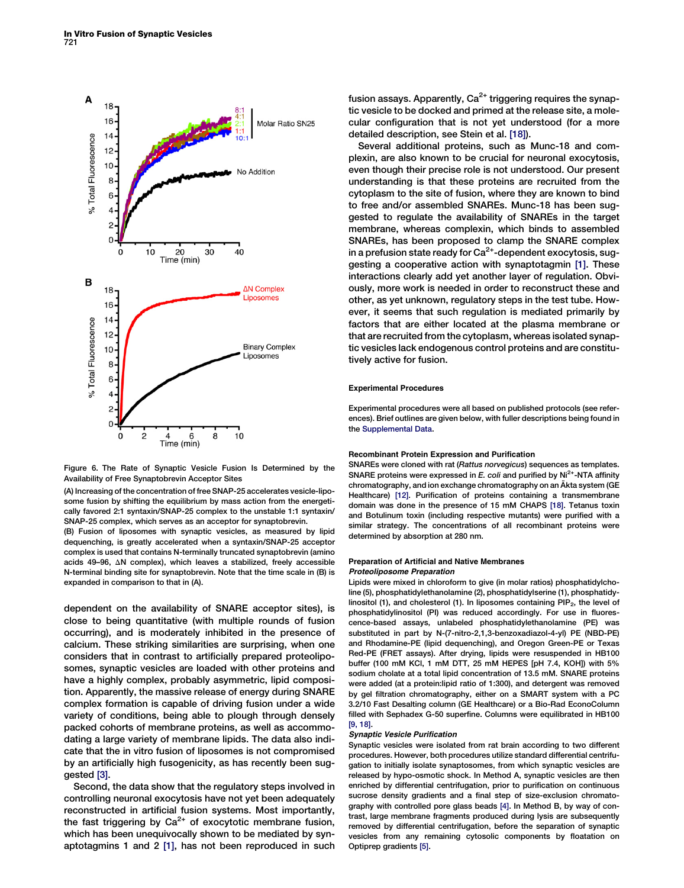Figure 6. The Rate of Synaptic Vesicle Fusion Is Determined by the Availability of Free Synaptobrevin Acceptor Sites

(A) Increasing of the concentration of free SNAP-25 accelerates vesicle-liposome fusion by shifting the equilibrium by mass action from the energetically favored 2:1 syntaxin/SNAP-25 complex to the unstable 1:1 syntaxin/SNAP-25 complex, which serves as an acceptor for synaptobrevin.

(B) Fusion of liposomes with synaptic vesicles, as measured by lipid dequenching, is greatly accelerated when a syntaxin/SNAP-25 acceptor complex is used that contains N-terminally truncated synaptobrevin (amino acids 49–96, ΔN complex), which leaves a stabilized, freely accessible N-terminal binding site for synaptobrevin. Note that the time scale in (B) is expanded in comparison to that in (A).

dependent on the availability of SNARE acceptor sites), is close to being quantitative (with multiple rounds of fusion occurring), and is moderately inhibited in the presence of calcium. These striking similarities are surprising, when one considers that in contrast to artificially prepared proteoliposomes, synaptic vesicles are loaded with other proteins and have a highly complex, probably asymmetric, lipid composition. Apparently, the massive release of energy during SNARE complex formation is capable of driving fusion under a wide variety of conditions, being able to plough through densely packed cohorts of membrane proteins, as well as accommodating a large variety of membrane lipids. The data also indicate that the in vitro fusion of liposomes is not compromised by an artificially high fusogenicity, as has recently been suggested [3].

Second, the data show that the regulatory steps involved in controlling neuronal exocytosis have not yet been adequately reconstructed in artificial fusion systems. Most importantly, the fast triggering by $Ca^{2+}$ of exocytotic membrane fusion, which has been unequivocally shown to be mediated by synaptotagmins 1 and 2 [1], has not been reproduced in such fusion assays. Apparently, $Ca^{2+}$ triggering requires the synaptic vesicle to be docked and primed at the release site, a molecular configuration that is not yet understood (for a more detailed description, see Stein et al. [18]).

Several additional proteins, such as Munc-18 and complexin, are also known to be crucial for neuronal exocytosis, even though their precise role is not understood. Our present understanding is that these proteins are recruited from the cytoplasm to the site of fusion, where they are known to bind to free and/or assembled SNAREs. Munc-18 has been suggested to regulate the availability of SNAREs in the target membrane, whereas complexin, which binds to assembled SNAREs, has been proposed to clamp the SNARE complex in a prefusion state ready for $Ca^{2+}$-dependent exocytosis, suggesting a cooperative action with synaptotagmin [1]. These interactions clearly add yet another layer of regulation. Obviously, more work is needed in order to reconstruct these and other, as yet unknown, regulatory steps in the test tube. However, it seems that such regulation is mediated primarily by factors that are either located at the plasma membrane or that are recruited from the cytoplasm, whereas isolated synaptic vesicles lack endogenous control proteins and are constitutively active for fusion.

## Experimental Procedures

Experimental procedures were all based on published protocols (see references). Brief outlines are given below, with fuller descriptions being found in the Supplemental Data.

### Recombinant Protein Expression and Purification

SNAREs were cloned with rat (*Rattus norvegicus*) sequences as templates. SNARE proteins were expressed in *E. coli* and purified by $Ni^{2+}$-NTA affinity chromatography, and ion exchange chromatography on an Äkta system (GE Healthcare) [12]. Purification of proteins containing a transmembrane domain was done in the presence of 15 mM CHAPS [18]. Tetanus toxin and Botulinum toxin (including respective mutants) were purified with a similar strategy. The concentrations of all recombinant proteins were determined by absorption at 280 nm.

### Preparation of Artificial and Native Membranes

#### *Proteoliposome Preparation*

Lipids were mixed in chloroform to give (in molar ratios) phosphatidylcholine (5), phosphatidylethanolamine (2), phosphatidylserine (1), phosphatidylinositol (1), and cholesterol (1). In liposomes containing $PIP_2$, the level of phosphatidylinositol (PI) was reduced accordingly. For use in fluorescence-based assays, unlabeled phosphatidylethanolamine (PE) was substituted in part by N-(7-nitro-2,1,3-benzoxadiazol-4-yl) PE (NBD-PE) and Rhodamine-PE (lipid dequenching), and Oregon Green-PE or Texas Red-PE (FRET assays). After drying, lipids were resuspended in HB100 buffer (100 mM KCl, 1 mM DTT, 25 mM HEPES [pH 7.4, KOH]) with 5% sodium cholate at a total lipid concentration of 13.5 mM. SNARE proteins were added (at a protein:lipid ratio of 1:300), and detergent was removed by gel filtration chromatography, either on a SMART system with a PC 3.2/10 Fast Desalting column (GE Healthcare) or a Bio-Rad EconoColumn filled with Sephadex G-50 superfine. Columns were equilibrated in HB100 [9, 18].

#### *Synaptic Vesicle Purification*

Synaptic vesicles were isolated from rat brain according to two different procedures. However, both procedures utilize standard differential centrifugation to initially isolate synaptosomes, from which synaptic vesicles are released by hypo-osmotic shock. In Method A, synaptic vesicles are then enriched by differential centrifugation, prior to purification on continuous sucrose density gradients and a final step of size-exclusion chromatography with controlled pore glass beads [4]. In Method B, by way of contrast, large membrane fragments produced during lysis are subsequently removed by differential centrifugation, before the separation of synaptic vesicles from any remaining cytosolic components by floatation on Optiprep gradients [5].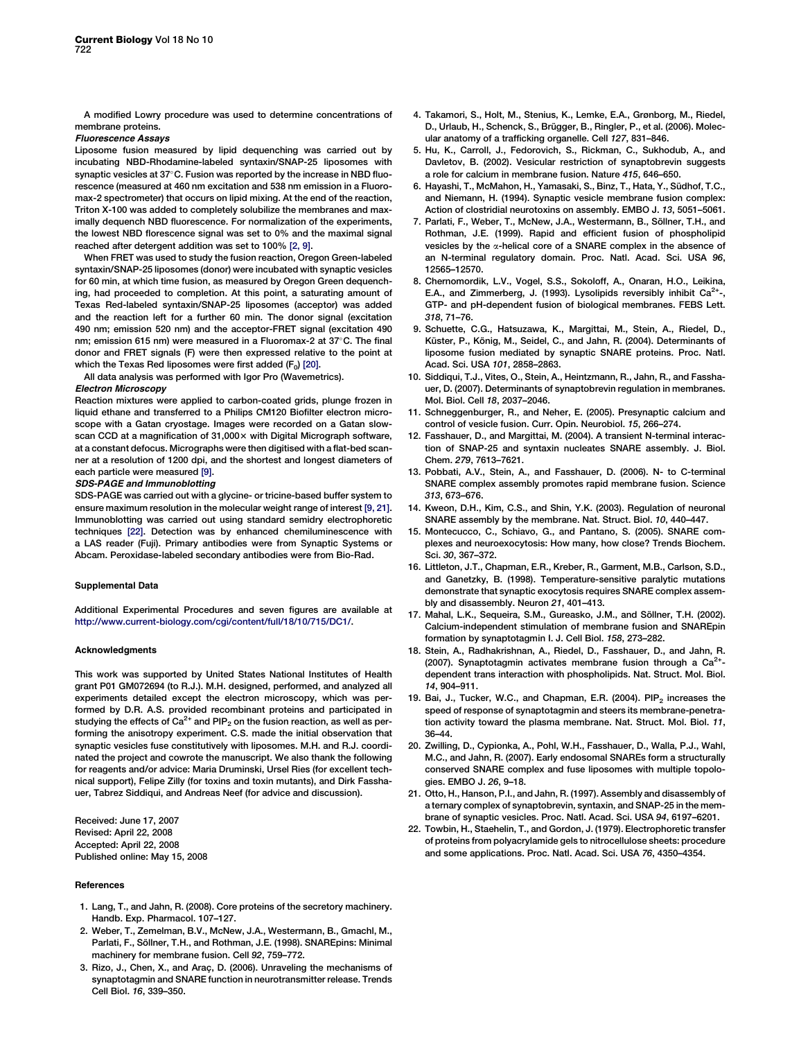A modified Lowry procedure was used to determine concentrations of membrane proteins.

***Fluorescence Assays***

Liposome fusion measured by lipid dequenching was carried out by incubating NBD-Rhodamine-labeled syntaxin/SNAP-25 liposomes with synaptic vesicles at 37°C. Fusion was reported by the increase in NBD fluorescence (measured at 460 nm excitation and 538 nm emission in a Fluoromax-2 spectrometer) that occurs on lipid mixing. At the end of the reaction, Triton X-100 was added to completely solubilize the membranes and maximally dequench NBD fluorescence. For normalization of the experiments, the lowest NBD florescence signal was set to 0% and the maximal signal reached after detergent addition was set to 100% [2, 9].

When FRET was used to study the fusion reaction, Oregon Green-labeled syntaxin/SNAP-25 liposomes (donor) were incubated with synaptic vesicles for 60 min, at which time fusion, as measured by Oregon Green dequenching, had proceeded to completion. At this point, a saturating amount of Texas Red-labeled syntaxin/SNAP-25 liposomes (acceptor) was added and the reaction left for a further 60 min. The donor signal (excitation 490 nm; emission 520 nm) and the acceptor-FRET signal (excitation 490 nm; emission 615 nm) were measured in a Fluoromax-2 at 37°C. The final donor and FRET signals (F) were then expressed relative to the point at which the Texas Red liposomes were first added ($F_0$) [20].

All data analysis was performed with Igor Pro (Wavemetrics).

***Electron Microscopy***

Reaction mixtures were applied to carbon-coated grids, plunge frozen in liquid ethane and transferred to a Philips CM120 Biofilter electron microscope with a Gatan cryostage. Images were recorded on a Gatan slow-scan CCD at a magnification of 31,000× with Digital Micrograph software, at a constant defocus. Micrographs were then digitised with a flat-bed scanner at a resolution of 1200 dpi, and the shortest and longest diameters of each particle were measured [9].

***SDS-PAGE and Immunoblotting***

SDS-PAGE was carried out with a glycine- or tricine-based buffer system to ensure maximum resolution in the molecular weight range of interest [9, 21]. Immunoblotting was carried out using standard semidry electrophoretic techniques [22]. Detection was by enhanced chemiluminescence with a LAS reader (Fuji). Primary antibodies were from Synaptic Systems or Abcam. Peroxidase-labeled secondary antibodies were from Bio-Rad.

#### Supplemental Data

Additional Experimental Procedures and seven figures are available at http://www.current-biology.com/cgi/content/full/18/10/715/DC1/.

#### Acknowledgments

This work was supported by United States National Institutes of Health grant P01 GM072694 (to R.J.). M.H. designed, performed, and analyzed all experiments detailed except the electron microscopy, which was performed by D.R. A.S. provided recombinant proteins and participated in studying the effects of $Ca^{2+}$ and $PIP_2$ on the fusion reaction, as well as performing the anisotropy experiment. C.S. made the initial observation that synaptic vesicles fuse constitutively with liposomes. M.H. and R.J. coordinated the project and cowrote the manuscript. We also thank the following for reagents and/or advice: Maria Druminski, Ursel Ries (for excellent technical support), Felipe Zilly (for toxins and toxin mutants), and Dirk Fasshauer, Tabrez Siddiqui, and Andreas Neef (for advice and discussion).

Received: June 17, 2007
Revised: April 22, 2008
Accepted: April 22, 2008
Published online: May 15, 2008

#### References

1. Lang, T., and Jahn, R. (2008). Core proteins of the secretory machinery. Handb. Exp. Pharmacol. 107–127.
2. Weber, T., Zemelman, B.V., McNew, J.A., Westermann, B., Gmachl, M., Parlati, F., Söllner, T.H., and Rothman, J.E. (1998). SNAREpins: Minimal machinery for membrane fusion. Cell *92*, 759–772.
3. Rizo, J., Chen, X., and Araç, D. (2006). Unraveling the mechanisms of synaptotagmin and SNARE function in neurotransmitter release. Trends Cell Biol. *16*, 339–350.
4. Takamori, S., Holt, M., Stenius, K., Lemke, E.A., Grønborg, M., Riedel, D., Urlaub, H., Schenck, S., Brügger, B., Ringler, P., et al. (2006). Molecular anatomy of a trafficking organelle. Cell *127*, 831–846.
5. Hu, K., Carroll, J., Fedorovich, S., Rickman, C., Sukhodub, A., and Davletov, B. (2002). Vesicular restriction of synaptobrevin suggests a role for calcium in membrane fusion. Nature *415*, 646–650.
6. Hayashi, T., McMahon, H., Yamasaki, S., Binz, T., Hata, Y., Südhof, T.C., and Niemann, H. (1994). Synaptic vesicle membrane fusion complex: Action of clostridial neurotoxins on assembly. EMBO J. *13*, 5051–5061.
7. Parlati, F., Weber, T., McNew, J.A., Westermann, B., Söllner, T.H., and Rothman, J.E. (1999). Rapid and efficient fusion of phospholipid vesicles by the α-helical core of a SNARE complex in the absence of an N-terminal regulatory domain. Proc. Natl. Acad. Sci. USA *96*, 12565–12570.
8. Chernomordik, L.V., Vogel, S.S., Sokoloff, A., Onaran, H.O., Leikina, E.A., and Zimmerberg, J. (1993). Lysolipids reversibly inhibit $Ca^{2+}$-, GTP- and pH-dependent fusion of biological membranes. FEBS Lett. *318*, 71–76.
9. Schuette, C.G., Hatsuzawa, K., Margittai, M., Stein, A., Riedel, D., Küster, P., König, M., Seidel, C., and Jahn, R. (2004). Determinants of liposome fusion mediated by synaptic SNARE proteins. Proc. Natl. Acad. Sci. USA *101*, 2858–2863.
10. Siddiqui, T.J., Vites, O., Stein, A., Heintzmann, R., Jahn, R., and Fasshauer, D. (2007). Determinants of synaptobrevin regulation in membranes. Mol. Biol. Cell *18*, 2037–2046.
11. Schneggenburger, R., and Neher, E. (2005). Presynaptic calcium and control of vesicle fusion. Curr. Opin. Neurobiol. *15*, 266–274.
12. Fasshauer, D., and Margittai, M. (2004). A transient N-terminal interaction of SNAP-25 and syntaxin nucleates SNARE assembly. J. Biol. Chem. *279*, 7613–7621.
13. Pobbati, A.V., Stein, A., and Fasshauer, D. (2006). N- to C-terminal SNARE complex assembly promotes rapid membrane fusion. Science *313*, 673–676.
14. Kweon, D.H., Kim, C.S., and Shin, Y.K. (2003). Regulation of neuronal SNARE assembly by the membrane. Nat. Struct. Biol. *10*, 440–447.
15. Montecucco, C., Schiavo, G., and Pantano, S. (2005). SNARE complexes and neuroexocytosis: How many, how close? Trends Biochem. Sci. *30*, 367–372.
16. Littleton, J.T., Chapman, E.R., Kreber, R., Garment, M.B., Carlson, S.D., and Ganetzky, B. (1998). Temperature-sensitive paralytic mutations demonstrate that synaptic exocytosis requires SNARE complex assembly and disassembly. Neuron *21*, 401–413.
17. Mahal, L.K., Sequeira, S.M., Gureasko, J.M., and Söllner, T.H. (2002). Calcium-independent stimulation of membrane fusion and SNAREpin formation by synaptotagmin I. J. Cell Biol. *158*, 273–282.
18. Stein, A., Radhakrishnan, A., Riedel, D., Fasshauer, D., and Jahn, R. (2007). Synaptotagmin activates membrane fusion through a $Ca^{2+}$-dependent trans interaction with phospholipids. Nat. Struct. Mol. Biol. *14*, 904–911.
19. Bai, J., Tucker, W.C., and Chapman, E.R. (2004). $PIP_2$ increases the speed of response of synaptotagmin and steers its membrane-penetration activity toward the plasma membrane. Nat. Struct. Mol. Biol. *11*, 36–44.
20. Zwilling, D., Cypionka, A., Pohl, W.H., Fasshauer, D., Walla, P.J., Wahl, M.C., and Jahn, R. (2007). Early endosomal SNAREs form a structurally conserved SNARE complex and fuse liposomes with multiple topologies. EMBO J. *26*, 9–18.
21. Otto, H., Hanson, P.I., and Jahn, R. (1997). Assembly and disassembly of a ternary complex of synaptobrevin, syntaxin, and SNAP-25 in the membrane of synaptic vesicles. Proc. Natl. Acad. Sci. USA *94*, 6197–6201.
22. Towbin, H., Staehelin, T., and Gordon, J. (1979). Electrophoretic transfer of proteins from polyacrylamide gels to nitrocellulose sheets: procedure and some applications. Proc. Natl. Acad. Sci. USA *76*, 4350–4354.